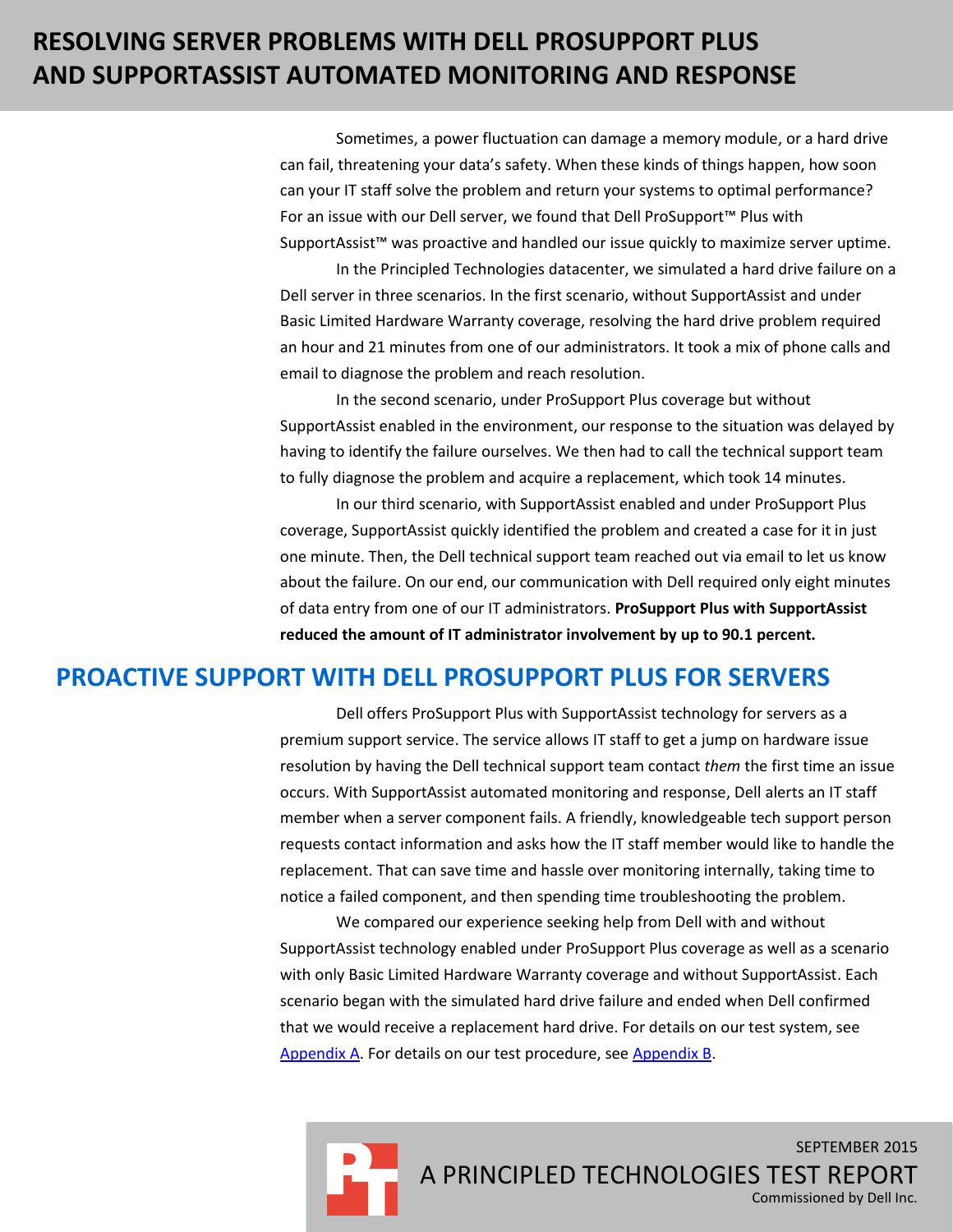# RESOLVING SERVER PROBLEMS WITH DELL PROSUPPORT PLUS AND SUPPORTASSIST AUTOMATED MONITORING AND RESPONSE

Sometimes, a power fluctuation can damage a memory module, or a hard drive can fail, threatening your data's safety. When these kinds of things happen, how soon can your IT staff solve the problem and return your systems to optimal performance? For an issue with our Dell server, we found that Dell ProSupport™ Plus with SupportAssist™ was proactive and handled our issue quickly to maximize server uptime.

In the Principled Technologies datacenter, we simulated a hard drive failure on a Dell server in three scenarios. In the first scenario, without SupportAssist and under Basic Limited Hardware Warranty coverage, resolving the hard drive problem required an hour and 21 minutes from one of our administrators. It took a mix of phone calls and email to diagnose the problem and reach resolution.

In the second scenario, under ProSupport Plus coverage but without SupportAssist enabled in the environment, our response to the situation was delayed by having to identify the failure ourselves. We then had to call the technical support team to fully diagnose the problem and acquire a replacement, which took 14 minutes.

In our third scenario, with SupportAssist enabled and under ProSupport Plus coverage, SupportAssist quickly identified the problem and created a case for it in just one minute. Then, the Dell technical support team reached out via email to let us know about the failure. On our end, our communication with Dell required only eight minutes of data entry from one of our IT administrators. **ProSupport Plus with SupportAssist reduced the amount of IT administrator involvement by up to 90.1 percent.**

## PROACTIVE SUPPORT WITH DELL PROSUPPORT PLUS FOR SERVERS

Dell offers ProSupport Plus with SupportAssist technology for servers as a premium support service. The service allows IT staff to get a jump on hardware issue resolution by having the Dell technical support team contact *them* the first time an issue occurs. With SupportAssist automated monitoring and response, Dell alerts an IT staff member when a server component fails. A friendly, knowledgeable tech support person requests contact information and asks how the IT staff member would like to handle the replacement. That can save time and hassle over monitoring internally, taking time to notice a failed component, and then spending time troubleshooting the problem.

We compared our experience seeking help from Dell with and without SupportAssist technology enabled under ProSupport Plus coverage as well as a scenario with only Basic Limited Hardware Warranty coverage and without SupportAssist. Each scenario began with the simulated hard drive failure and ended when Dell confirmed that we would receive a replacement hard drive. For details on our test system, see Appendix A. For details on our test procedure, see Appendix B.

SEPTEMBER 2015

A PRINCIPLED TECHNOLOGIES TEST REPORT

Commissioned by Dell Inc.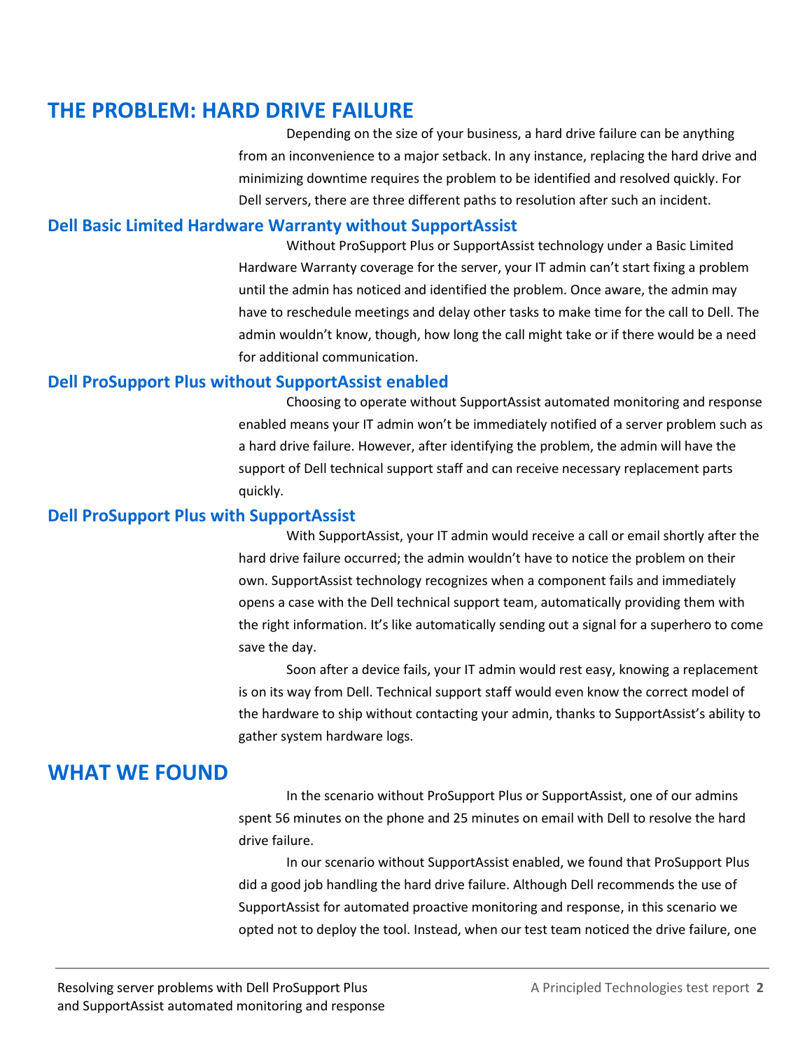# THE PROBLEM: HARD DRIVE FAILURE

Depending on the size of your business, a hard drive failure can be anything from an inconvenience to a major setback. In any instance, replacing the hard drive and minimizing downtime requires the problem to be identified and resolved quickly. For Dell servers, there are three different paths to resolution after such an incident.

## Dell Basic Limited Hardware Warranty without SupportAssist

Without ProSupport Plus or SupportAssist technology under a Basic Limited Hardware Warranty coverage for the server, your IT admin can't start fixing a problem until the admin has noticed and identified the problem. Once aware, the admin may have to reschedule meetings and delay other tasks to make time for the call to Dell. The admin wouldn't know, though, how long the call might take or if there would be a need for additional communication.

## Dell ProSupport Plus without SupportAssist enabled

Choosing to operate without SupportAssist automated monitoring and response enabled means your IT admin won't be immediately notified of a server problem such as a hard drive failure. However, after identifying the problem, the admin will have the support of Dell technical support staff and can receive necessary replacement parts quickly.

## Dell ProSupport Plus with SupportAssist

With SupportAssist, your IT admin would receive a call or email shortly after the hard drive failure occurred; the admin wouldn't have to notice the problem on their own. SupportAssist technology recognizes when a component fails and immediately opens a case with the Dell technical support team, automatically providing them with the right information. It's like automatically sending out a signal for a superhero to come save the day.

Soon after a device fails, your IT admin would rest easy, knowing a replacement is on its way from Dell. Technical support staff would even know the correct model of the hardware to ship without contacting your admin, thanks to SupportAssist's ability to gather system hardware logs.

# WHAT WE FOUND

In the scenario without ProSupport Plus or SupportAssist, one of our admins spent 56 minutes on the phone and 25 minutes on email with Dell to resolve the hard drive failure.

In our scenario without SupportAssist enabled, we found that ProSupport Plus did a good job handling the hard drive failure. Although Dell recommends the use of SupportAssist for automated proactive monitoring and response, in this scenario we opted not to deploy the tool. Instead, when our test team noticed the drive failure, one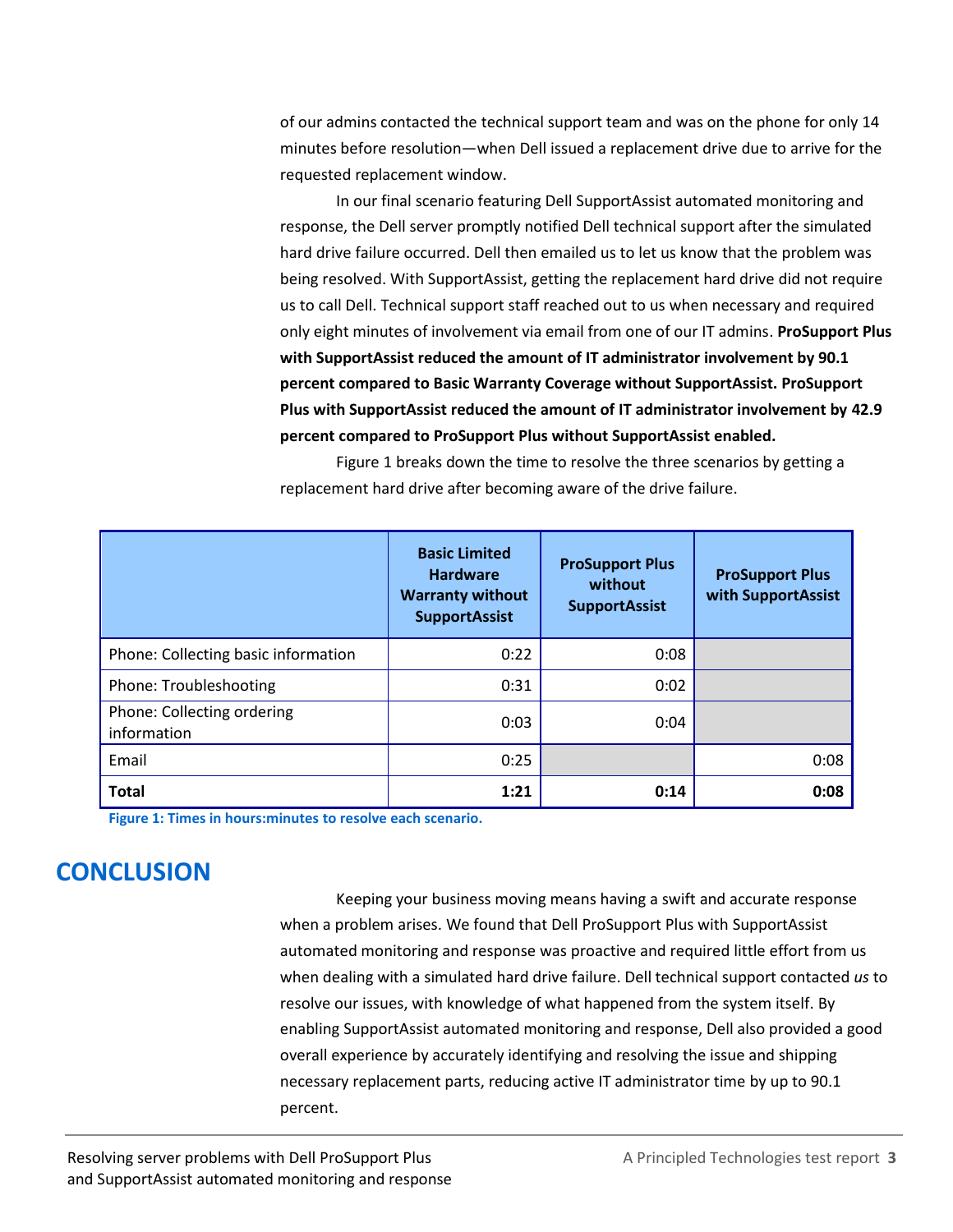of our admins contacted the technical support team and was on the phone for only 14 minutes before resolution—when Dell issued a replacement drive due to arrive for the requested replacement window.

In our final scenario featuring Dell SupportAssist automated monitoring and response, the Dell server promptly notified Dell technical support after the simulated hard drive failure occurred. Dell then emailed us to let us know that the problem was being resolved. With SupportAssist, getting the replacement hard drive did not require us to call Dell. Technical support staff reached out to us when necessary and required only eight minutes of involvement via email from one of our IT admins. **ProSupport Plus with SupportAssist reduced the amount of IT administrator involvement by 90.1 percent compared to Basic Warranty Coverage without SupportAssist. ProSupport Plus with SupportAssist reduced the amount of IT administrator involvement by 42.9 percent compared to ProSupport Plus without SupportAssist enabled.**

Figure 1 breaks down the time to resolve the three scenarios by getting a replacement hard drive after becoming aware of the drive failure.

| | Basic Limited Hardware Warranty without SupportAssist | ProSupport Plus without SupportAssist | ProSupport Plus with SupportAssist |
|---|---|---|---|
| Phone: Collecting basic information | 0:22 | 0:08 | |
| Phone: Troubleshooting | 0:31 | 0:02 | |
| Phone: Collecting ordering information | 0:03 | 0:04 | |
| Email | 0:25 | | 0:08 |
| **Total** | **1:21** | **0:14** | **0:08** |

**Figure 1: Times in hours:minutes to resolve each scenario.**

## CONCLUSION

Keeping your business moving means having a swift and accurate response when a problem arises. We found that Dell ProSupport Plus with SupportAssist automated monitoring and response was proactive and required little effort from us when dealing with a simulated hard drive failure. Dell technical support contacted *us* to resolve our issues, with knowledge of what happened from the system itself. By enabling SupportAssist automated monitoring and response, Dell also provided a good overall experience by accurately identifying and resolving the issue and shipping necessary replacement parts, reducing active IT administrator time by up to 90.1 percent.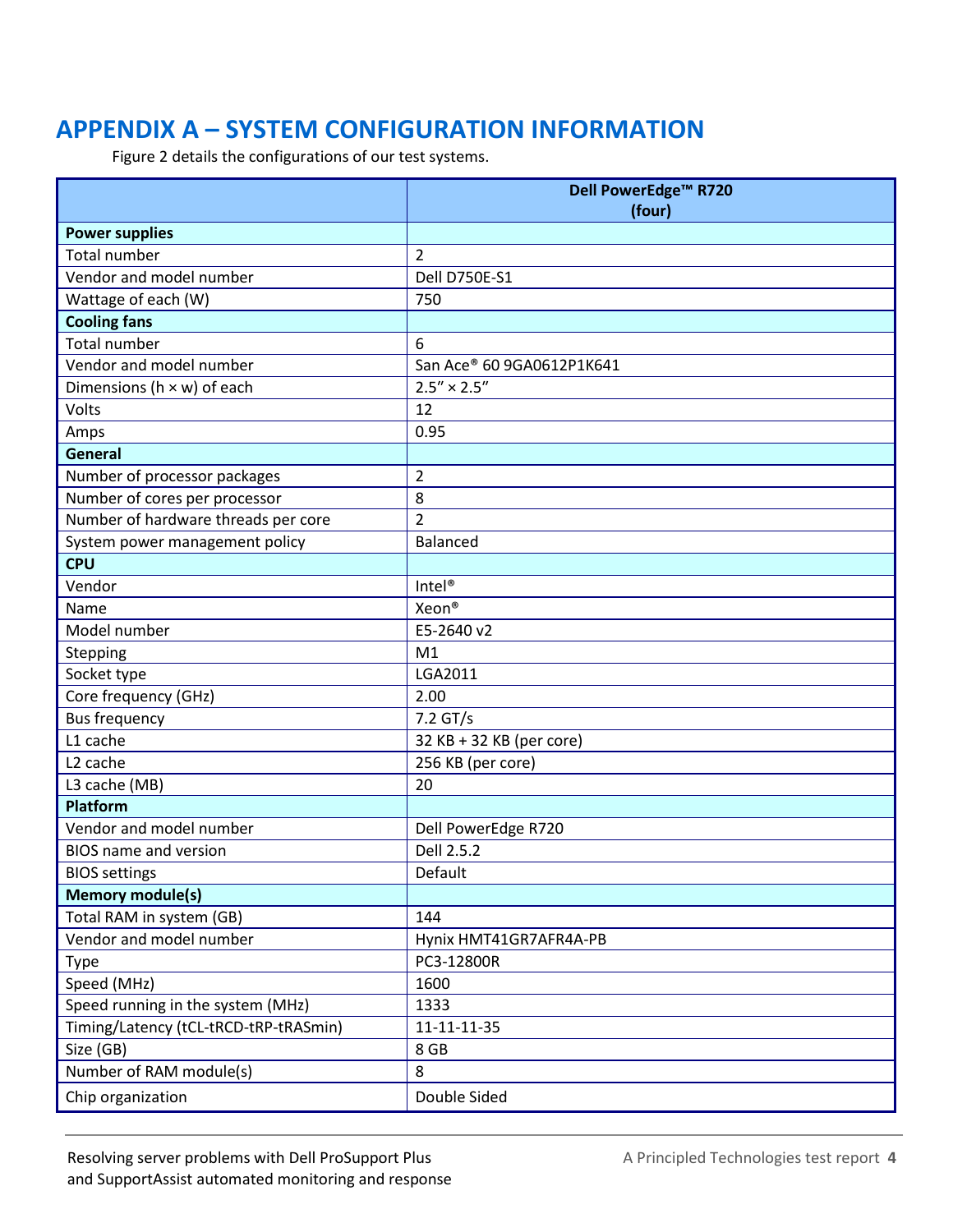# APPENDIX A – SYSTEM CONFIGURATION INFORMATION

Figure 2 details the configurations of our test systems.

| | Dell PowerEdge™ R720 (four) |
|---|---|
| **Power supplies** | |
| Total number | 2 |
| Vendor and model number | Dell D750E-S1 |
| Wattage of each (W) | 750 |
| **Cooling fans** | |
| Total number | 6 |
| Vendor and model number | San Ace® 60 9GA0612P1K641 |
| Dimensions (h × w) of each | 2.5″ × 2.5″ |
| Volts | 12 |
| Amps | 0.95 |
| **General** | |
| Number of processor packages | 2 |
| Number of cores per processor | 8 |
| Number of hardware threads per core | 2 |
| System power management policy | Balanced |
| **CPU** | |
| Vendor | Intel® |
| Name | Xeon® |
| Model number | E5-2640 v2 |
| Stepping | M1 |
| Socket type | LGA2011 |
| Core frequency (GHz) | 2.00 |
| Bus frequency | 7.2 GT/s |
| L1 cache | 32 KB + 32 KB (per core) |
| L2 cache | 256 KB (per core) |
| L3 cache (MB) | 20 |
| **Platform** | |
| Vendor and model number | Dell PowerEdge R720 |
| BIOS name and version | Dell 2.5.2 |
| BIOS settings | Default |
| **Memory module(s)** | |
| Total RAM in system (GB) | 144 |
| Vendor and model number | Hynix HMT41GR7AFR4A-PB |
| Type | PC3-12800R |
| Speed (MHz) | 1600 |
| Speed running in the system (MHz) | 1333 |
| Timing/Latency (tCL-tRCD-tRP-tRASmin) | 11-11-11-35 |
| Size (GB) | 8 GB |
| Number of RAM module(s) | 8 |
| Chip organization | Double Sided |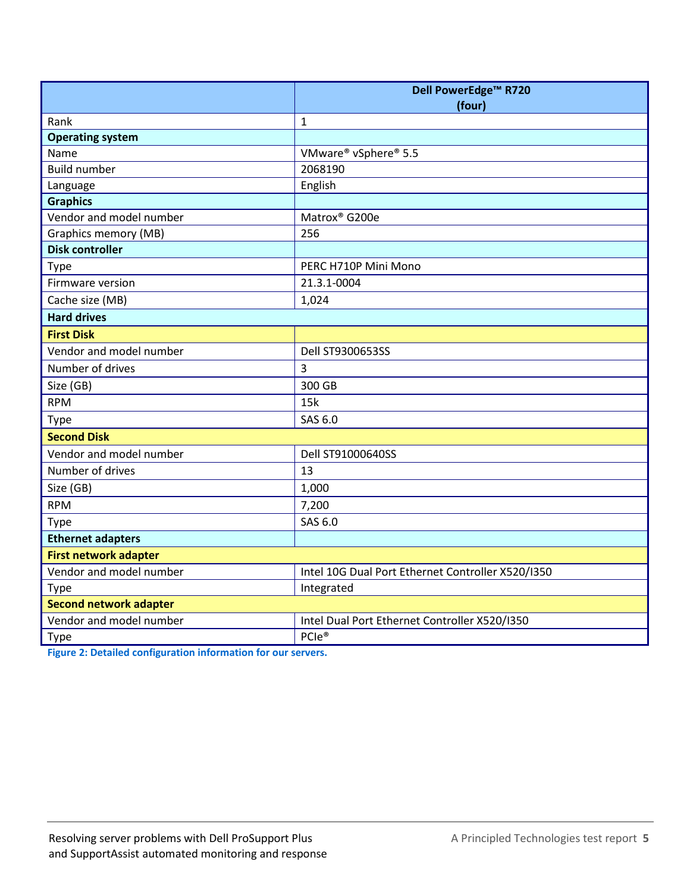| | Dell PowerEdge™ R720 (four) |
|---|---|
| Rank | 1 |
| **Operating system** | |
| Name | VMware® vSphere® 5.5 |
| Build number | 2068190 |
| Language | English |
| **Graphics** | |
| Vendor and model number | Matrox® G200e |
| Graphics memory (MB) | 256 |
| **Disk controller** | |
| Type | PERC H710P Mini Mono |
| Firmware version | 21.3.1-0004 |
| Cache size (MB) | 1,024 |
| **Hard drives** | |
| **First Disk** | |
| Vendor and model number | Dell ST9300653SS |
| Number of drives | 3 |
| Size (GB) | 300 GB |
| RPM | 15k |
| Type | SAS 6.0 |
| **Second Disk** | |
| Vendor and model number | Dell ST91000640SS |
| Number of drives | 13 |
| Size (GB) | 1,000 |
| RPM | 7,200 |
| Type | SAS 6.0 |
| **Ethernet adapters** | |
| **First network adapter** | |
| Vendor and model number | Intel 10G Dual Port Ethernet Controller X520/I350 |
| Type | Integrated |
| **Second network adapter** | |
| Vendor and model number | Intel Dual Port Ethernet Controller X520/I350 |
| Type | PCIe® |

**Figure 2: Detailed configuration information for our servers.**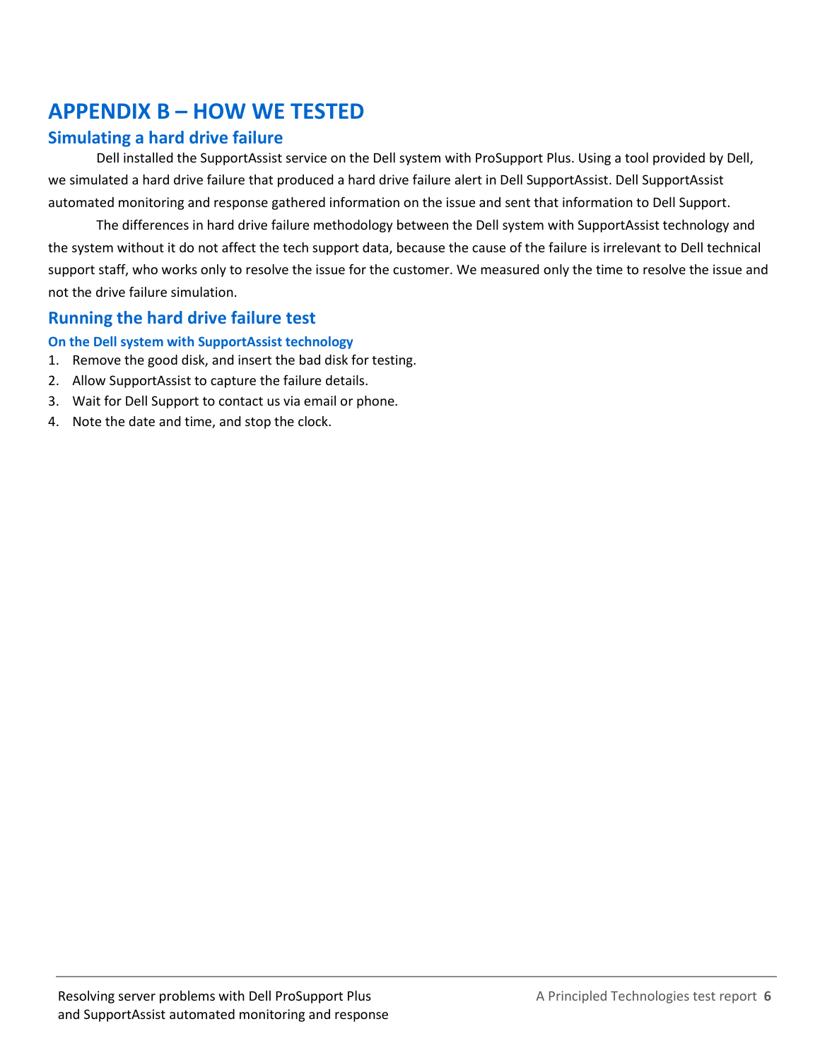# APPENDIX B – HOW WE TESTED

## Simulating a hard drive failure

Dell installed the SupportAssist service on the Dell system with ProSupport Plus. Using a tool provided by Dell, we simulated a hard drive failure that produced a hard drive failure alert in Dell SupportAssist. Dell SupportAssist automated monitoring and response gathered information on the issue and sent that information to Dell Support.

The differences in hard drive failure methodology between the Dell system with SupportAssist technology and the system without it do not affect the tech support data, because the cause of the failure is irrelevant to Dell technical support staff, who works only to resolve the issue for the customer. We measured only the time to resolve the issue and not the drive failure simulation.

## Running the hard drive failure test

### On the Dell system with SupportAssist technology

1. Remove the good disk, and insert the bad disk for testing.
2. Allow SupportAssist to capture the failure details.
3. Wait for Dell Support to contact us via email or phone.
4. Note the date and time, and stop the clock.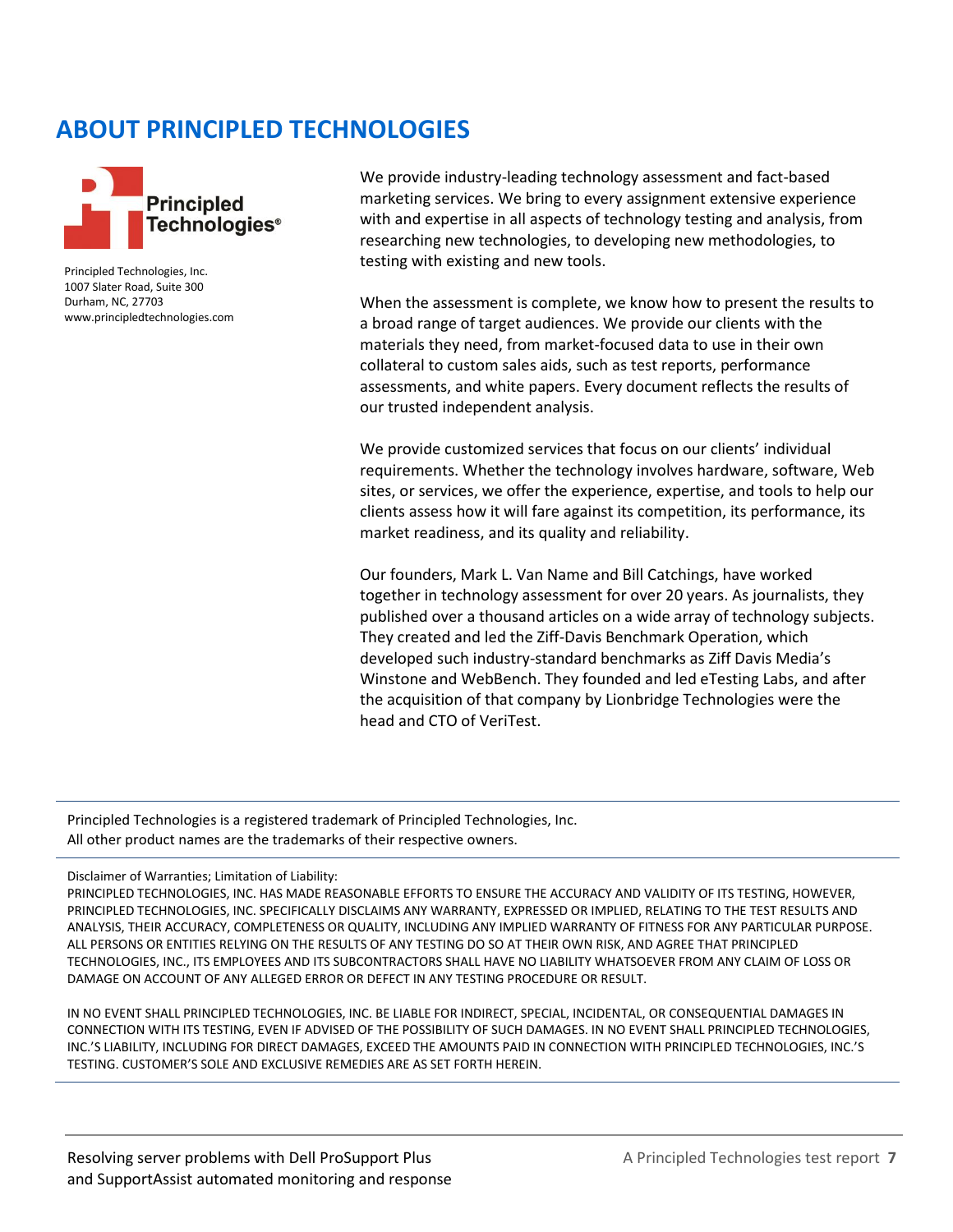# ABOUT PRINCIPLED TECHNOLOGIES

Principled Technologies, Inc.
1007 Slater Road, Suite 300
Durham, NC, 27703
www.principledtechnologies.com

We provide industry-leading technology assessment and fact-based marketing services. We bring to every assignment extensive experience with and expertise in all aspects of technology testing and analysis, from researching new technologies, to developing new methodologies, to testing with existing and new tools.

When the assessment is complete, we know how to present the results to a broad range of target audiences. We provide our clients with the materials they need, from market-focused data to use in their own collateral to custom sales aids, such as test reports, performance assessments, and white papers. Every document reflects the results of our trusted independent analysis.

We provide customized services that focus on our clients' individual requirements. Whether the technology involves hardware, software, Web sites, or services, we offer the experience, expertise, and tools to help our clients assess how it will fare against its competition, its performance, its market readiness, and its quality and reliability.

Our founders, Mark L. Van Name and Bill Catchings, have worked together in technology assessment for over 20 years. As journalists, they published over a thousand articles on a wide array of technology subjects. They created and led the Ziff-Davis Benchmark Operation, which developed such industry-standard benchmarks as Ziff Davis Media's Winstone and WebBench. They founded and led eTesting Labs, and after the acquisition of that company by Lionbridge Technologies were the head and CTO of VeriTest.

---

Principled Technologies is a registered trademark of Principled Technologies, Inc.
All other product names are the trademarks of their respective owners.

---

Disclaimer of Warranties; Limitation of Liability:
PRINCIPLED TECHNOLOGIES, INC. HAS MADE REASONABLE EFFORTS TO ENSURE THE ACCURACY AND VALIDITY OF ITS TESTING, HOWEVER, PRINCIPLED TECHNOLOGIES, INC. SPECIFICALLY DISCLAIMS ANY WARRANTY, EXPRESSED OR IMPLIED, RELATING TO THE TEST RESULTS AND ANALYSIS, THEIR ACCURACY, COMPLETENESS OR QUALITY, INCLUDING ANY IMPLIED WARRANTY OF FITNESS FOR ANY PARTICULAR PURPOSE. ALL PERSONS OR ENTITIES RELYING ON THE RESULTS OF ANY TESTING DO SO AT THEIR OWN RISK, AND AGREE THAT PRINCIPLED TECHNOLOGIES, INC., ITS EMPLOYEES AND ITS SUBCONTRACTORS SHALL HAVE NO LIABILITY WHATSOEVER FROM ANY CLAIM OF LOSS OR DAMAGE ON ACCOUNT OF ANY ALLEGED ERROR OR DEFECT IN ANY TESTING PROCEDURE OR RESULT.

IN NO EVENT SHALL PRINCIPLED TECHNOLOGIES, INC. BE LIABLE FOR INDIRECT, SPECIAL, INCIDENTAL, OR CONSEQUENTIAL DAMAGES IN CONNECTION WITH ITS TESTING, EVEN IF ADVISED OF THE POSSIBILITY OF SUCH DAMAGES. IN NO EVENT SHALL PRINCIPLED TECHNOLOGIES, INC.'S LIABILITY, INCLUDING FOR DIRECT DAMAGES, EXCEED THE AMOUNTS PAID IN CONNECTION WITH PRINCIPLED TECHNOLOGIES, INC.'S TESTING. CUSTOMER'S SOLE AND EXCLUSIVE REMEDIES ARE AS SET FORTH HEREIN.